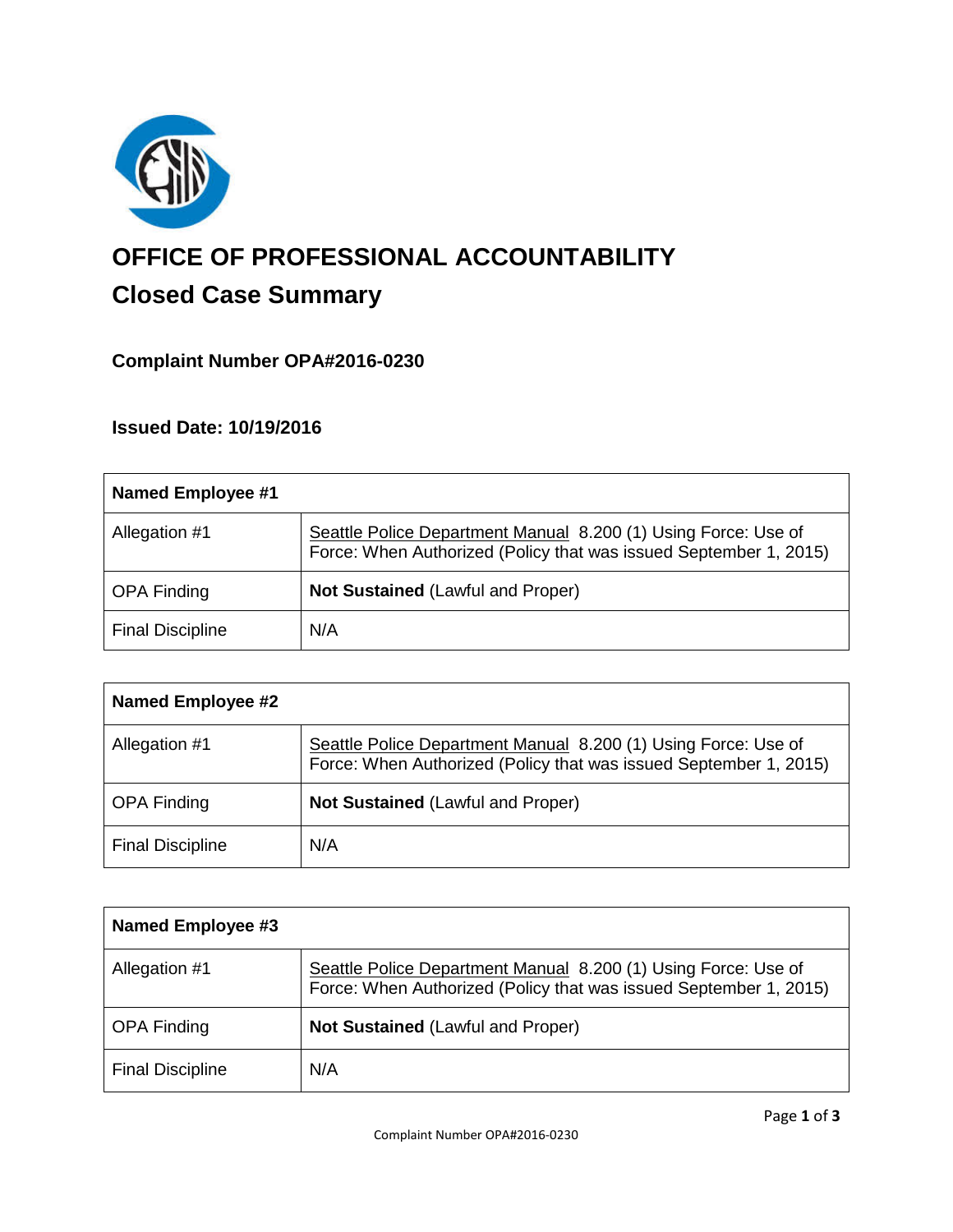# OFFICE OF PROFESSIONAL ACCOUNTABILITY

## Closed Case Summary

### Complaint Number OPA#2016-0230

### Issued Date: 10/19/2016

| **Named Employee #1** | |
|---|---|
| Allegation #1 | Seattle Police Department Manual 8.200 (1) Using Force: Use of Force: When Authorized (Policy that was issued September 1, 2015) |
| OPA Finding | **Not Sustained** (Lawful and Proper) |
| Final Discipline | N/A |

| **Named Employee #2** | |
|---|---|
| Allegation #1 | Seattle Police Department Manual 8.200 (1) Using Force: Use of Force: When Authorized (Policy that was issued September 1, 2015) |
| OPA Finding | **Not Sustained** (Lawful and Proper) |
| Final Discipline | N/A |

| **Named Employee #3** | |
|---|---|
| Allegation #1 | Seattle Police Department Manual 8.200 (1) Using Force: Use of Force: When Authorized (Policy that was issued September 1, 2015) |
| OPA Finding | **Not Sustained** (Lawful and Proper) |
| Final Discipline | N/A |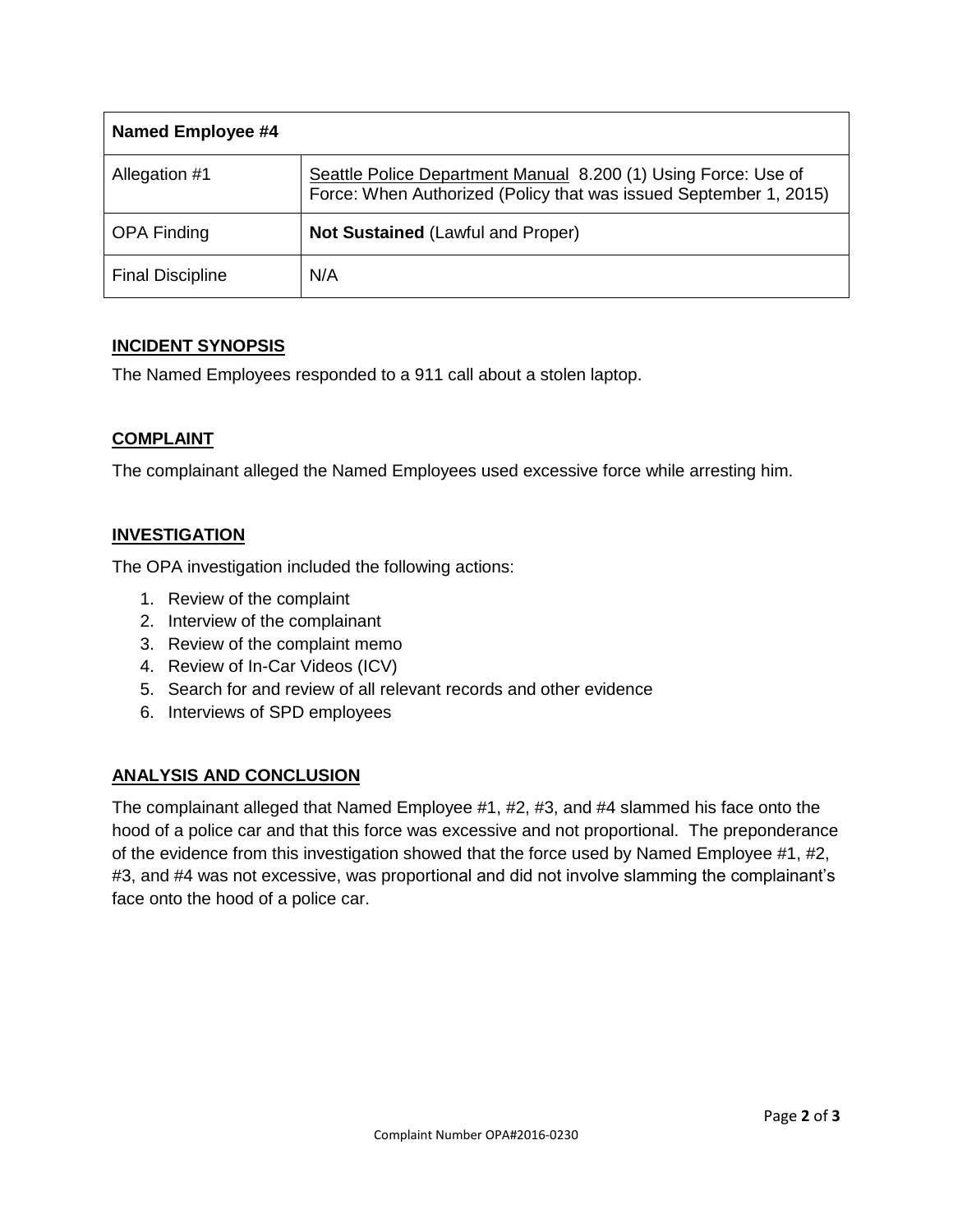| Named Employee #4 | |
|---|---|
| Allegation #1 | Seattle Police Department Manual 8.200 (1) Using Force: Use of Force: When Authorized (Policy that was issued September 1, 2015) |
| OPA Finding | **Not Sustained** (Lawful and Proper) |
| Final Discipline | N/A |

## INCIDENT SYNOPSIS

The Named Employees responded to a 911 call about a stolen laptop.

## COMPLAINT

The complainant alleged the Named Employees used excessive force while arresting him.

## INVESTIGATION

The OPA investigation included the following actions:

1. Review of the complaint
2. Interview of the complainant
3. Review of the complaint memo
4. Review of In-Car Videos (ICV)
5. Search for and review of all relevant records and other evidence
6. Interviews of SPD employees

## ANALYSIS AND CONCLUSION

The complainant alleged that Named Employee #1, #2, #3, and #4 slammed his face onto the hood of a police car and that this force was excessive and not proportional. The preponderance of the evidence from this investigation showed that the force used by Named Employee #1, #2, #3, and #4 was not excessive, was proportional and did not involve slamming the complainant's face onto the hood of a police car.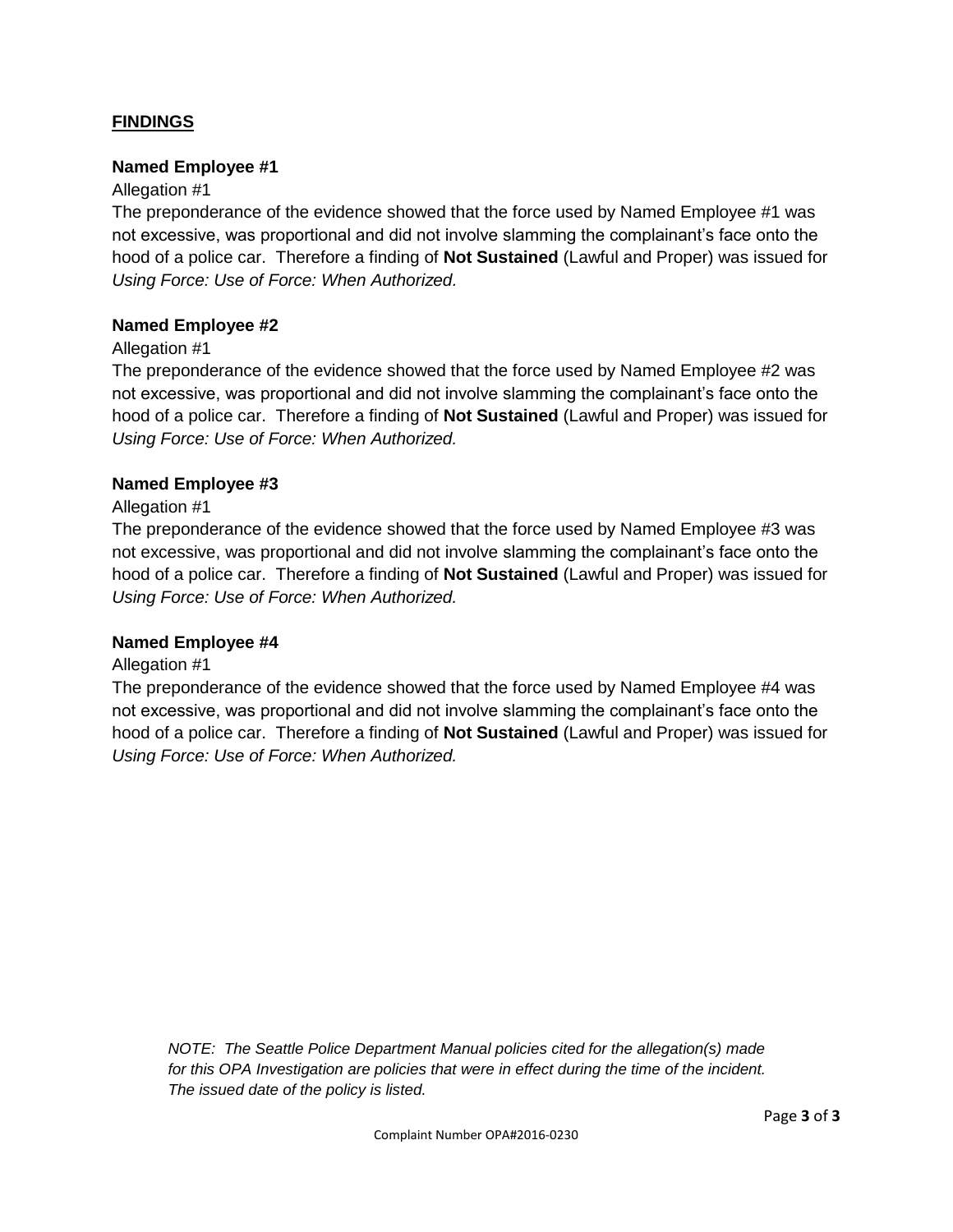## FINDINGS

### Named Employee #1

Allegation #1

The preponderance of the evidence showed that the force used by Named Employee #1 was not excessive, was proportional and did not involve slamming the complainant's face onto the hood of a police car. Therefore a finding of **Not Sustained** (Lawful and Proper) was issued for *Using Force: Use of Force: When Authorized.*

### Named Employee #2

Allegation #1

The preponderance of the evidence showed that the force used by Named Employee #2 was not excessive, was proportional and did not involve slamming the complainant's face onto the hood of a police car. Therefore a finding of **Not Sustained** (Lawful and Proper) was issued for *Using Force: Use of Force: When Authorized.*

### Named Employee #3

Allegation #1

The preponderance of the evidence showed that the force used by Named Employee #3 was not excessive, was proportional and did not involve slamming the complainant's face onto the hood of a police car. Therefore a finding of **Not Sustained** (Lawful and Proper) was issued for *Using Force: Use of Force: When Authorized.*

### Named Employee #4

Allegation #1

The preponderance of the evidence showed that the force used by Named Employee #4 was not excessive, was proportional and did not involve slamming the complainant's face onto the hood of a police car. Therefore a finding of **Not Sustained** (Lawful and Proper) was issued for *Using Force: Use of Force: When Authorized.*

*NOTE: The Seattle Police Department Manual policies cited for the allegation(s) made for this OPA Investigation are policies that were in effect during the time of the incident. The issued date of the policy is listed.*

Complaint Number OPA#2016-0230